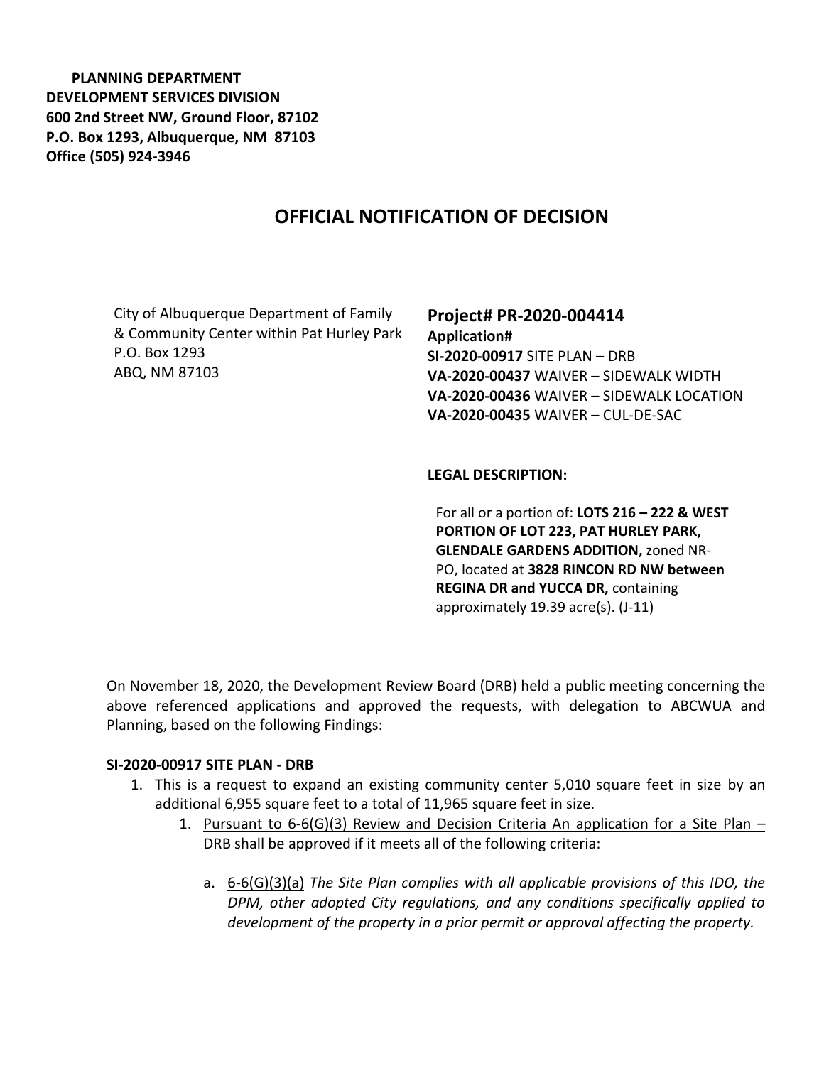**PLANNING DEPARTMENT**
**DEVELOPMENT SERVICES DIVISION**
**600 2nd Street NW, Ground Floor, 87102**
**P.O. Box 1293, Albuquerque, NM 87103**
**Office (505) 924-3946**

# OFFICIAL NOTIFICATION OF DECISION

City of Albuquerque Department of Family & Community Center within Pat Hurley Park
P.O. Box 1293
ABQ, NM 87103

**Project# PR-2020-004414**
**Application#**
**SI-2020-00917** SITE PLAN – DRB
**VA-2020-00437** WAIVER – SIDEWALK WIDTH
**VA-2020-00436** WAIVER – SIDEWALK LOCATION
**VA-2020-00435** WAIVER – CUL-DE-SAC

**LEGAL DESCRIPTION:**

For all or a portion of: **LOTS 216 – 222 & WEST PORTION OF LOT 223, PAT HURLEY PARK, GLENDALE GARDENS ADDITION,** zoned NR-PO, located at **3828 RINCON RD NW between REGINA DR and YUCCA DR,** containing approximately 19.39 acre(s). (J-11)

On November 18, 2020, the Development Review Board (DRB) held a public meeting concerning the above referenced applications and approved the requests, with delegation to ABCWUA and Planning, based on the following Findings:

**SI-2020-00917 SITE PLAN - DRB**

1. This is a request to expand an existing community center 5,010 square feet in size by an additional 6,955 square feet to a total of 11,965 square feet in size.
   1. Pursuant to 6-6(G)(3) Review and Decision Criteria An application for a Site Plan – DRB shall be approved if it meets all of the following criteria:
      a. 6-6(G)(3)(a) *The Site Plan complies with all applicable provisions of this IDO, the DPM, other adopted City regulations, and any conditions specifically applied to development of the property in a prior permit or approval affecting the property.*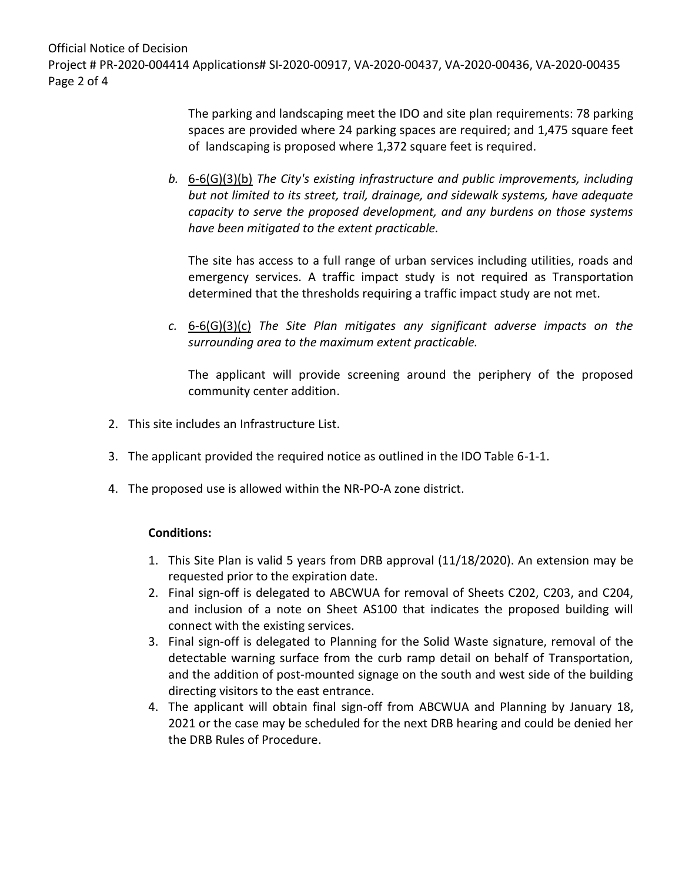The parking and landscaping meet the IDO and site plan requirements: 78 parking spaces are provided where 24 parking spaces are required; and 1,475 square feet of landscaping is proposed where 1,372 square feet is required.

*b.* 6-6(G)(3)(b) *The City's existing infrastructure and public improvements, including but not limited to its street, trail, drainage, and sidewalk systems, have adequate capacity to serve the proposed development, and any burdens on those systems have been mitigated to the extent practicable.*

The site has access to a full range of urban services including utilities, roads and emergency services. A traffic impact study is not required as Transportation determined that the thresholds requiring a traffic impact study are not met.

*c.* 6-6(G)(3)(c) *The Site Plan mitigates any significant adverse impacts on the surrounding area to the maximum extent practicable.*

The applicant will provide screening around the periphery of the proposed community center addition.

2. This site includes an Infrastructure List.
3. The applicant provided the required notice as outlined in the IDO Table 6-1-1.
4. The proposed use is allowed within the NR-PO-A zone district.

**Conditions:**

1. This Site Plan is valid 5 years from DRB approval (11/18/2020). An extension may be requested prior to the expiration date.
2. Final sign-off is delegated to ABCWUA for removal of Sheets C202, C203, and C204, and inclusion of a note on Sheet AS100 that indicates the proposed building will connect with the existing services.
3. Final sign-off is delegated to Planning for the Solid Waste signature, removal of the detectable warning surface from the curb ramp detail on behalf of Transportation, and the addition of post-mounted signage on the south and west side of the building directing visitors to the east entrance.
4. The applicant will obtain final sign-off from ABCWUA and Planning by January 18, 2021 or the case may be scheduled for the next DRB hearing and could be denied her the DRB Rules of Procedure.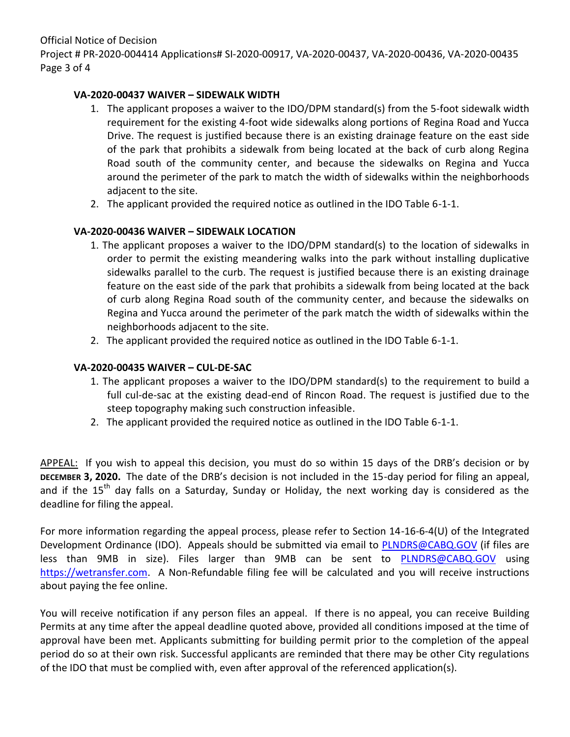### VA-2020-00437 WAIVER – SIDEWALK WIDTH

1. The applicant proposes a waiver to the IDO/DPM standard(s) from the 5-foot sidewalk width requirement for the existing 4-foot wide sidewalks along portions of Regina Road and Yucca Drive. The request is justified because there is an existing drainage feature on the east side of the park that prohibits a sidewalk from being located at the back of curb along Regina Road south of the community center, and because the sidewalks on Regina and Yucca around the perimeter of the park to match the width of sidewalks within the neighborhoods adjacent to the site.
2. The applicant provided the required notice as outlined in the IDO Table 6-1-1.

### VA-2020-00436 WAIVER – SIDEWALK LOCATION

1. The applicant proposes a waiver to the IDO/DPM standard(s) to the location of sidewalks in order to permit the existing meandering walks into the park without installing duplicative sidewalks parallel to the curb. The request is justified because there is an existing drainage feature on the east side of the park that prohibits a sidewalk from being located at the back of curb along Regina Road south of the community center, and because the sidewalks on Regina and Yucca around the perimeter of the park match the width of sidewalks within the neighborhoods adjacent to the site.
2. The applicant provided the required notice as outlined in the IDO Table 6-1-1.

### VA-2020-00435 WAIVER – CUL-DE-SAC

1. The applicant proposes a waiver to the IDO/DPM standard(s) to the requirement to build a full cul-de-sac at the existing dead-end of Rincon Road. The request is justified due to the steep topography making such construction infeasible.
2. The applicant provided the required notice as outlined in the IDO Table 6-1-1.

APPEAL: If you wish to appeal this decision, you must do so within 15 days of the DRB's decision or by **DECEMBER 3, 2020.** The date of the DRB's decision is not included in the 15-day period for filing an appeal, and if the 15th day falls on a Saturday, Sunday or Holiday, the next working day is considered as the deadline for filing the appeal.

For more information regarding the appeal process, please refer to Section 14-16-6-4(U) of the Integrated Development Ordinance (IDO). Appeals should be submitted via email to PLNDRS@CABQ.GOV (if files are less than 9MB in size). Files larger than 9MB can be sent to PLNDRS@CABQ.GOV using https://wetransfer.com. A Non-Refundable filing fee will be calculated and you will receive instructions about paying the fee online.

You will receive notification if any person files an appeal. If there is no appeal, you can receive Building Permits at any time after the appeal deadline quoted above, provided all conditions imposed at the time of approval have been met. Applicants submitting for building permit prior to the completion of the appeal period do so at their own risk. Successful applicants are reminded that there may be other City regulations of the IDO that must be complied with, even after approval of the referenced application(s).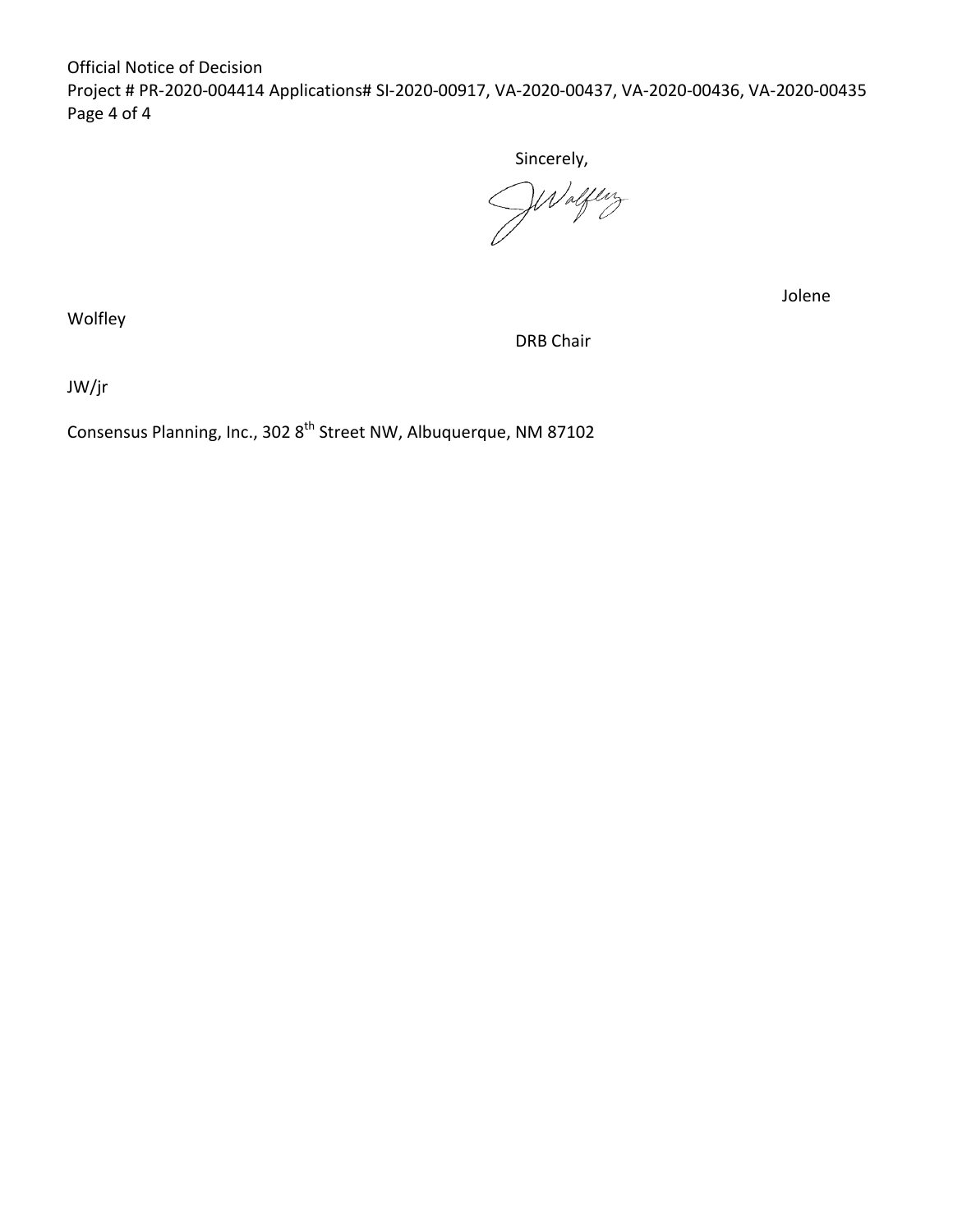Sincerely,

Jolene Wolfley

DRB Chair

JW/jr

Consensus Planning, Inc., 302 8th Street NW, Albuquerque, NM 87102